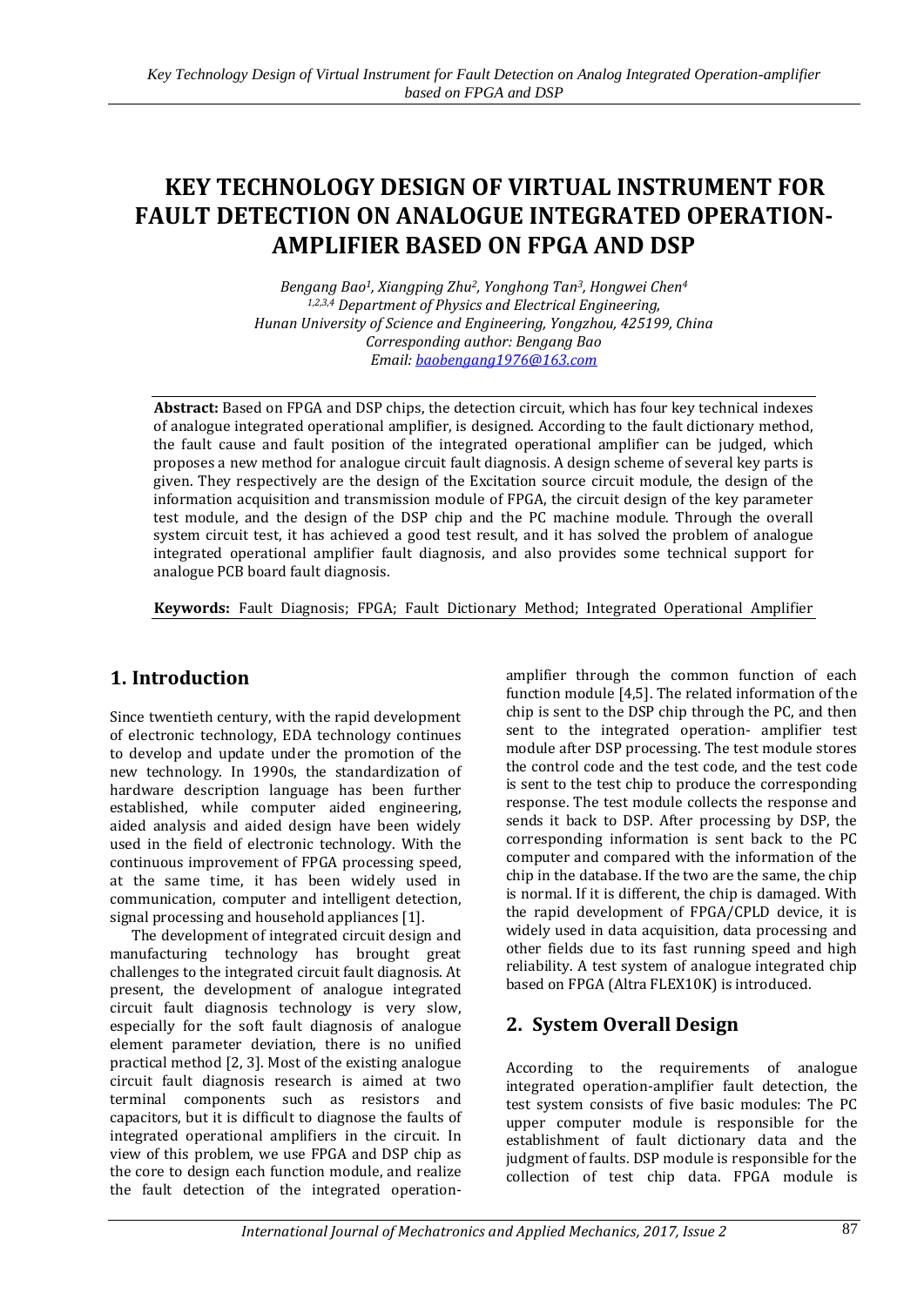# KEY TECHNOLOGY DESIGN OF VIRTUAL INSTRUMENT FOR FAULT DETECTION ON ANALOGUE INTEGRATED OPERATION-AMPLIFIER BASED ON FPGA AND DSP

*Bengang Bao[1], Xiangping Zhu[2], Yonghong Tan[3], Hongwei Chen[4]*
*[1,2,3,4] Department of Physics and Electrical Engineering,*
*Hunan University of Science and Engineering, Yongzhou, 425199, China*
*Corresponding author: Bengang Bao*
*Email: baobengang1976@163.com*

**Abstract:** Based on FPGA and DSP chips, the detection circuit, which has four key technical indexes of analogue integrated operational amplifier, is designed. According to the fault dictionary method, the fault cause and fault position of the integrated operational amplifier can be judged, which proposes a new method for analogue circuit fault diagnosis. A design scheme of several key parts is given. They respectively are the design of the Excitation source circuit module, the design of the information acquisition and transmission module of FPGA, the circuit design of the key parameter test module, and the design of the DSP chip and the PC machine module. Through the overall system circuit test, it has achieved a good test result, and it has solved the problem of analogue integrated operational amplifier fault diagnosis, and also provides some technical support for analogue PCB board fault diagnosis.

**Keywords:** Fault Diagnosis; FPGA; Fault Dictionary Method; Integrated Operational Amplifier

## 1. Introduction

Since twentieth century, with the rapid development of electronic technology, EDA technology continues to develop and update under the promotion of the new technology. In 1990s, the standardization of hardware description language has been further established, while computer aided engineering, aided analysis and aided design have been widely used in the field of electronic technology. With the continuous improvement of FPGA processing speed, at the same time, it has been widely used in communication, computer and intelligent detection, signal processing and household appliances [1].

The development of integrated circuit design and manufacturing technology has brought great challenges to the integrated circuit fault diagnosis. At present, the development of analogue integrated circuit fault diagnosis technology is very slow, especially for the soft fault diagnosis of analogue element parameter deviation, there is no unified practical method [2, 3]. Most of the existing analogue circuit fault diagnosis research is aimed at two terminal components such as resistors and capacitors, but it is difficult to diagnose the faults of integrated operational amplifiers in the circuit. In view of this problem, we use FPGA and DSP chip as the core to design each function module, and realize the fault detection of the integrated operation-amplifier through the common function of each function module [4,5]. The related information of the chip is sent to the DSP chip through the PC, and then sent to the integrated operation- amplifier test module after DSP processing. The test module stores the control code and the test code, and the test code is sent to the test chip to produce the corresponding response. The test module collects the response and sends it back to DSP. After processing by DSP, the corresponding information is sent back to the PC computer and compared with the information of the chip in the database. If the two are the same, the chip is normal. If it is different, the chip is damaged. With the rapid development of FPGA/CPLD device, it is widely used in data acquisition, data processing and other fields due to its fast running speed and high reliability. A test system of analogue integrated chip based on FPGA (Altra FLEX10K) is introduced.

## 2. System Overall Design

According to the requirements of analogue integrated operation-amplifier fault detection, the test system consists of five basic modules: The PC upper computer module is responsible for the establishment of fault dictionary data and the judgment of faults. DSP module is responsible for the collection of test chip data. FPGA module is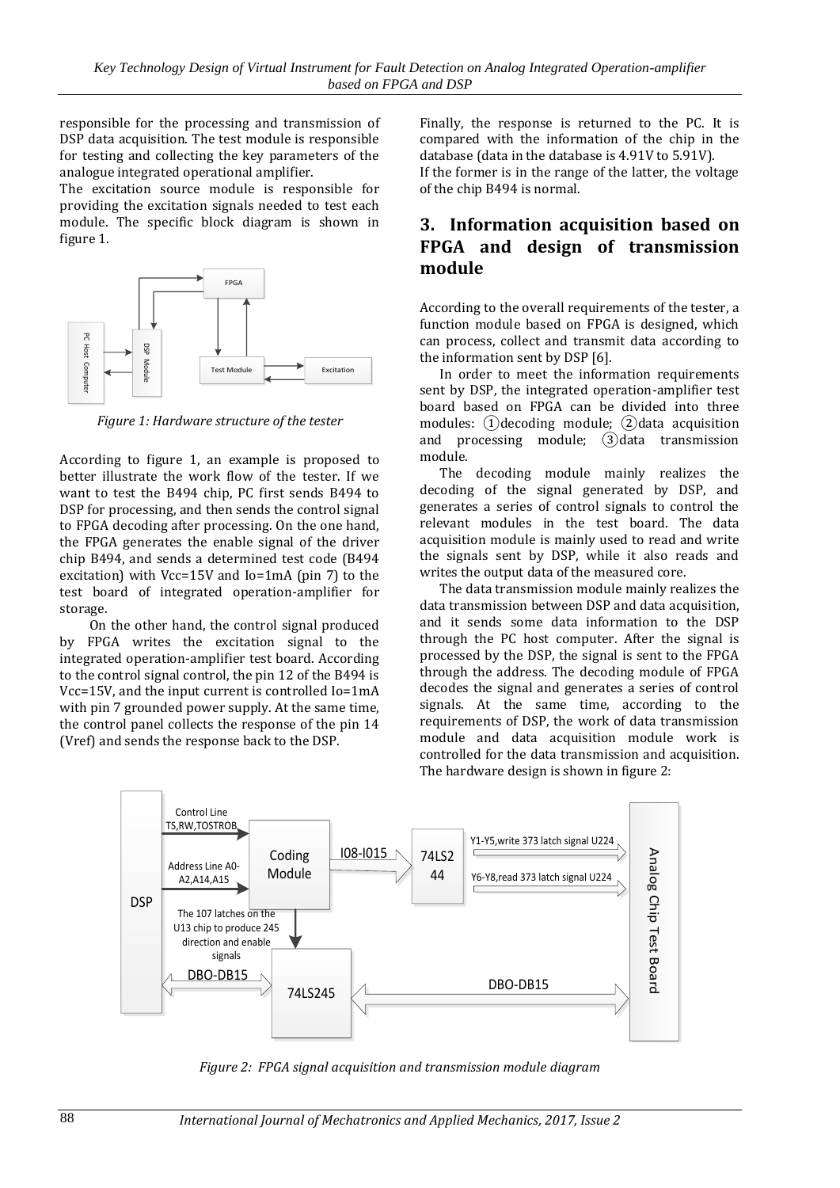responsible for the processing and transmission of DSP data acquisition. The test module is responsible for testing and collecting the key parameters of the analogue integrated operational amplifier.

The excitation source module is responsible for providing the excitation signals needed to test each module. The specific block diagram is shown in figure 1.

*Figure 1: Hardware structure of the tester*

According to figure 1, an example is proposed to better illustrate the work flow of the tester. If we want to test the B494 chip, PC first sends B494 to DSP for processing, and then sends the control signal to FPGA decoding after processing. On the one hand, the FPGA generates the enable signal of the driver chip B494, and sends a determined test code (B494 excitation) with Vcc=15V and Io=1mA (pin 7) to the test board of integrated operation-amplifier for storage.

On the other hand, the control signal produced by FPGA writes the excitation signal to the integrated operation-amplifier test board. According to the control signal control, the pin 12 of the B494 is Vcc=15V, and the input current is controlled Io=1mA with pin 7 grounded power supply. At the same time, the control panel collects the response of the pin 14 (Vref) and sends the response back to the DSP.

Finally, the response is returned to the PC. It is compared with the information of the chip in the database (data in the database is 4.91V to 5.91V). If the former is in the range of the latter, the voltage of the chip B494 is normal.

## 3. Information acquisition based on FPGA and design of transmission module

According to the overall requirements of the tester, a function module based on FPGA is designed, which can process, collect and transmit data according to the information sent by DSP [6].

In order to meet the information requirements sent by DSP, the integrated operation-amplifier test board based on FPGA can be divided into three modules: ①decoding module; ②data acquisition and processing module; ③data transmission module.

The decoding module mainly realizes the decoding of the signal generated by DSP, and generates a series of control signals to control the relevant modules in the test board. The data acquisition module is mainly used to read and write the signals sent by DSP, while it also reads and writes the output data of the measured core.

The data transmission module mainly realizes the data transmission between DSP and data acquisition, and it sends some data information to the DSP through the PC host computer. After the signal is processed by the DSP, the signal is sent to the FPGA through the address. The decoding module of FPGA decodes the signal and generates a series of control signals. At the same time, according to the requirements of DSP, the work of data transmission module and data acquisition module work is controlled for the data transmission and acquisition. The hardware design is shown in figure 2:

*Figure 2: FPGA signal acquisition and transmission module diagram*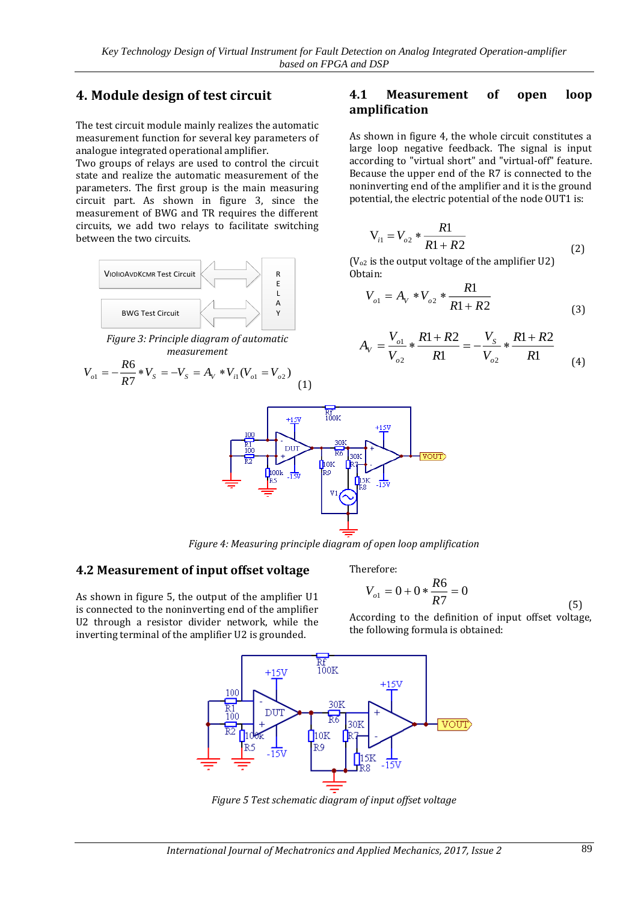## 4. Module design of test circuit

The test circuit module mainly realizes the automatic measurement function for several key parameters of analogue integrated operational amplifier.

Two groups of relays are used to control the circuit state and realize the automatic measurement of the parameters. The first group is the main measuring circuit part. As shown in figure 3, since the measurement of BWG and TR requires the different circuits, we add two relays to facilitate switching between the two circuits.

Figure 3: Principle diagram of automatic measurement

$$V_{o1} = -\frac{R6}{R7} * V_S = -V_S = A_V * V_{i1}(V_{o1} = V_{o2}) \quad (1)$$

### 4.1 Measurement of open loop amplification

As shown in figure 4, the whole circuit constitutes a large loop negative feedback. The signal is input according to "virtual short" and "virtual-off" feature. Because the upper end of the R7 is connected to the noninverting end of the amplifier and it is the ground potential, the electric potential of the node OUT1 is:

$$V_{i1} = V_{o2} * \frac{R1}{R1+R2} \quad (2)$$

($V_{o2}$ is the output voltage of the amplifier U2)

Obtain:

$$V_{o1} = A_V * V_{o2} * \frac{R1}{R1+R2} \quad (3)$$

$$A_V = \frac{V_{o1}}{V_{o2}} * \frac{R1+R2}{R1} = -\frac{V_S}{V_{o2}} * \frac{R1+R2}{R1} \quad (4)$$

Figure 4: Measuring principle diagram of open loop amplification

### 4.2 Measurement of input offset voltage

As shown in figure 5, the output of the amplifier U1 is connected to the noninverting end of the amplifier U2 through a resistor divider network, while the inverting terminal of the amplifier U2 is grounded.

Therefore:

$$V_{o1} = 0 + 0 * \frac{R6}{R7} = 0 \quad (5)$$

According to the definition of input offset voltage, the following formula is obtained:

Figure 5 Test schematic diagram of input offset voltage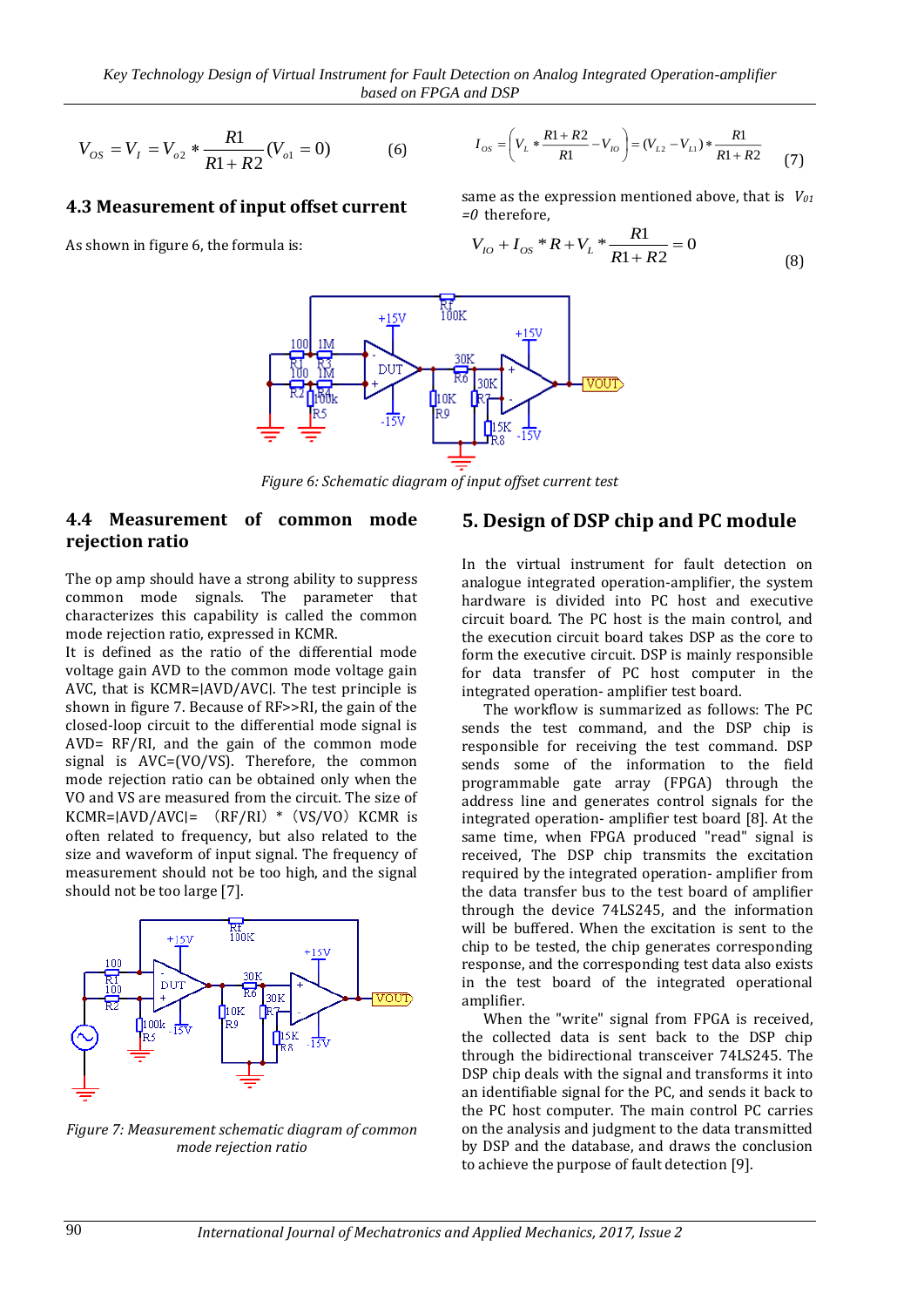$$V_{OS} = V_I = V_{o2} * \frac{R1}{R1+R2}(V_{o1} = 0) \qquad (6)$$

### 4.3 Measurement of input offset current

As shown in figure 6, the formula is:

$$I_{OS} = \left(V_L * \frac{R1+R2}{R1} - V_{IO}\right) = (V_{L2} - V_{L1}) * \frac{R1}{R1+R2} \qquad (7)$$

same as the expression mentioned above, that is $V_{01} = 0$ therefore,

$$V_{IO} + I_{OS} * R + V_L * \frac{R1}{R1+R2} = 0 \qquad (8)$$

*Figure 6: Schematic diagram of input offset current test*

### 4.4 Measurement of common mode rejection ratio

The op amp should have a strong ability to suppress common mode signals. The parameter that characterizes this capability is called the common mode rejection ratio, expressed in KCMR.

It is defined as the ratio of the differential mode voltage gain AVD to the common mode voltage gain AVC, that is KCMR=|AVD/AVC|. The test principle is shown in figure 7. Because of RF>>RI, the gain of the closed-loop circuit to the differential mode signal is AVD= RF/RI, and the gain of the common mode signal is AVC=(VO/VS). Therefore, the common mode rejection ratio can be obtained only when the VO and VS are measured from the circuit. The size of KCMR=|AVD/AVC|= （RF/RI）*（VS/VO）KCMR is often related to frequency, but also related to the size and waveform of input signal. The frequency of measurement should not be too high, and the signal should not be too large [7].

*Figure 7: Measurement schematic diagram of common mode rejection ratio*

## 5. Design of DSP chip and PC module

In the virtual instrument for fault detection on analogue integrated operation-amplifier, the system hardware is divided into PC host and executive circuit board. The PC host is the main control, and the execution circuit board takes DSP as the core to form the executive circuit. DSP is mainly responsible for data transfer of PC host computer in the integrated operation- amplifier test board.

The workflow is summarized as follows: The PC sends the test command, and the DSP chip is responsible for receiving the test command. DSP sends some of the information to the field programmable gate array (FPGA) through the address line and generates control signals for the integrated operation- amplifier test board [8]. At the same time, when FPGA produced "read" signal is received, The DSP chip transmits the excitation required by the integrated operation- amplifier from the data transfer bus to the test board of amplifier through the device 74LS245, and the information will be buffered. When the excitation is sent to the chip to be tested, the chip generates corresponding response, and the corresponding test data also exists in the test board of the integrated operational amplifier.

When the "write" signal from FPGA is received, the collected data is sent back to the DSP chip through the bidirectional transceiver 74LS245. The DSP chip deals with the signal and transforms it into an identifiable signal for the PC, and sends it back to the PC host computer. The main control PC carries on the analysis and judgment to the data transmitted by DSP and the database, and draws the conclusion to achieve the purpose of fault detection [9].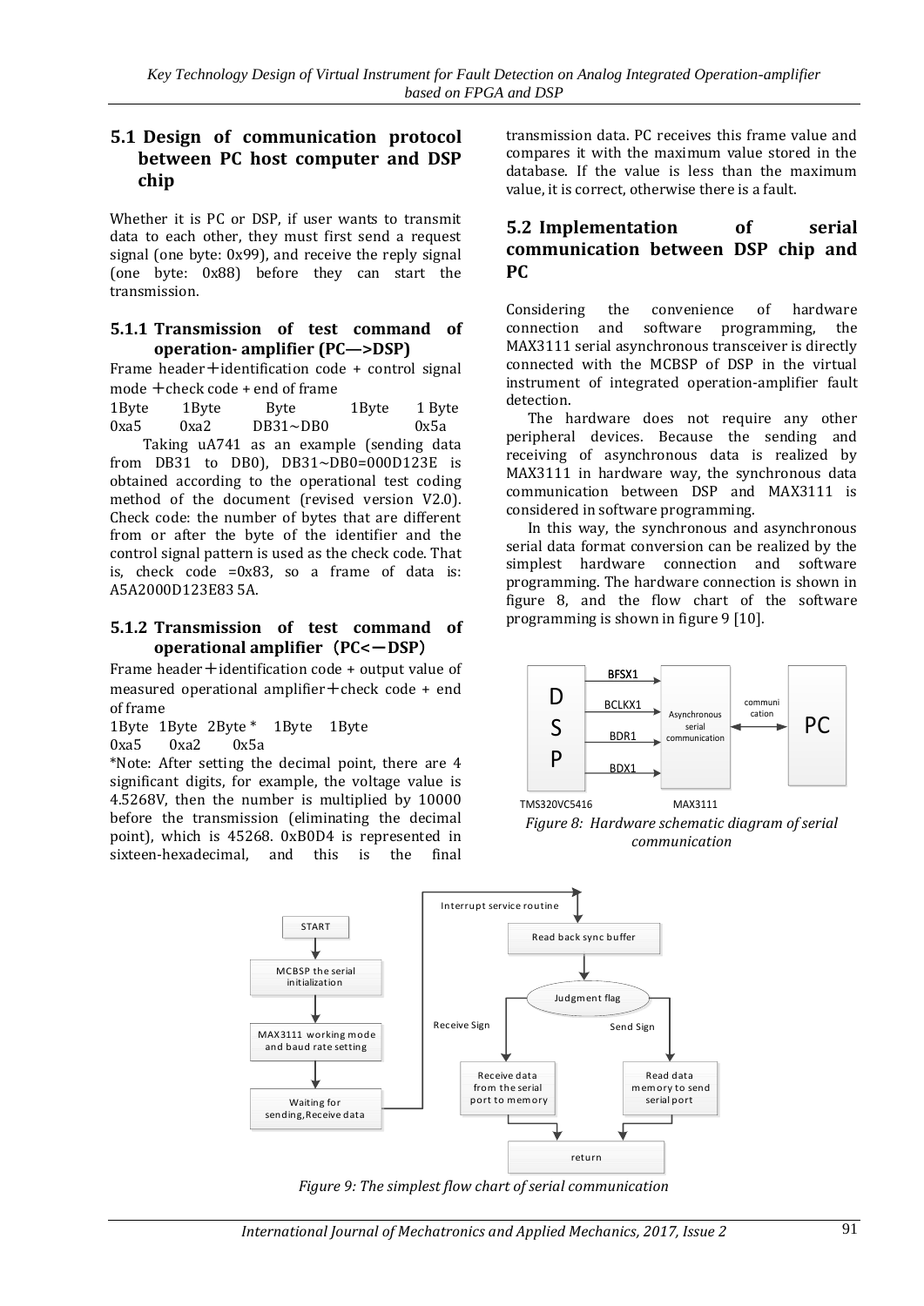## 5.1 Design of communication protocol between PC host computer and DSP chip

Whether it is PC or DSP, if user wants to transmit data to each other, they must first send a request signal (one byte: 0x99), and receive the reply signal (one byte: 0x88) before they can start the transmission.

### 5.1.1 Transmission of test command of operation- amplifier (PC—>DSP)

Frame header + identification code + control signal mode + check code + end of frame

1Byte 1Byte Byte 1Byte 1 Byte

0xa5 0xa2 DB31~DB0 0x5a

Taking uA741 as an example (sending data from DB31 to DB0), DB31~DB0=000D123E is obtained according to the operational test coding method of the document (revised version V2.0). Check code: the number of bytes that are different from or after the byte of the identifier and the control signal pattern is used as the check code. That is, check code =0x83, so a frame of data is: A5A2000D123E83 5A.

### 5.1.2 Transmission of test command of operational amplifier（PC<—DSP）

Frame header + identification code + output value of measured operational amplifier + check code + end of frame

1Byte 1Byte 2Byte * 1Byte 1Byte

0xa5 0xa2 0x5a

*Note: After setting the decimal point, there are 4 significant digits, for example, the voltage value is 4.5268V, then the number is multiplied by 10000 before the transmission (eliminating the decimal point), which is 45268. 0xB0D4 is represented in sixteen-hexadecimal, and this is the final transmission data. PC receives this frame value and compares it with the maximum value stored in the database. If the value is less than the maximum value, it is correct, otherwise there is a fault.

## 5.2 Implementation of serial communication between DSP chip and PC

Considering the convenience of hardware connection and software programming, the MAX3111 serial asynchronous transceiver is directly connected with the MCBSP of DSP in the virtual instrument of integrated operation-amplifier fault detection.

The hardware does not require any other peripheral devices. Because the sending and receiving of asynchronous data is realized by MAX3111 in hardware way, the synchronous data communication between DSP and MAX3111 is considered in software programming.

In this way, the synchronous and asynchronous serial data format conversion can be realized by the simplest hardware connection and software programming. The hardware connection is shown in figure 8, and the flow chart of the software programming is shown in figure 9 [10].

*Figure 8: Hardware schematic diagram of serial communication*

*Figure 9: The simplest flow chart of serial communication*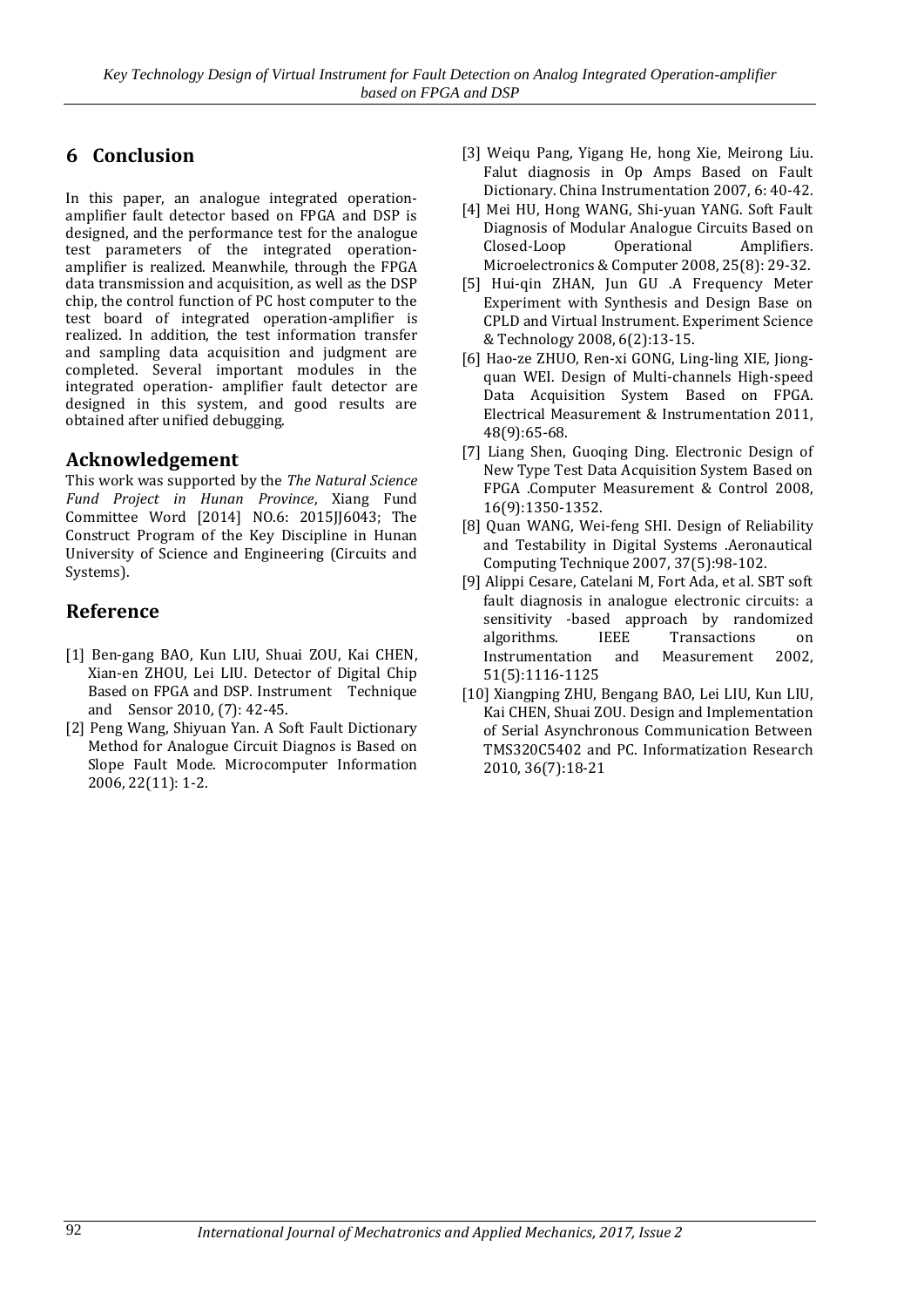## 6 Conclusion

In this paper, an analogue integrated operation-amplifier fault detector based on FPGA and DSP is designed, and the performance test for the analogue test parameters of the integrated operation-amplifier is realized. Meanwhile, through the FPGA data transmission and acquisition, as well as the DSP chip, the control function of PC host computer to the test board of integrated operation-amplifier is realized. In addition, the test information transfer and sampling data acquisition and judgment are completed. Several important modules in the integrated operation- amplifier fault detector are designed in this system, and good results are obtained after unified debugging.

## Acknowledgement

This work was supported by the *The Natural Science Fund Project in Hunan Province*, Xiang Fund Committee Word [2014] NO.6: 2015JJ6043; The Construct Program of the Key Discipline in Hunan University of Science and Engineering (Circuits and Systems).

## Reference

[1] Ben-gang BAO, Kun LIU, Shuai ZOU, Kai CHEN, Xian-en ZHOU, Lei LIU. Detector of Digital Chip Based on FPGA and DSP. Instrument Technique and Sensor 2010, (7): 42-45.

[2] Peng Wang, Shiyuan Yan. A Soft Fault Dictionary Method for Analogue Circuit Diagnos is Based on Slope Fault Mode. Microcomputer Information 2006, 22(11): 1-2.

[3] Weiqu Pang, Yigang He, hong Xie, Meirong Liu. Falut diagnosis in Op Amps Based on Fault Dictionary. China Instrumentation 2007, 6: 40-42.

[4] Mei HU, Hong WANG, Shi-yuan YANG. Soft Fault Diagnosis of Modular Analogue Circuits Based on Closed-Loop Operational Amplifiers. Microelectronics & Computer 2008, 25(8): 29-32.

[5] Hui-qin ZHAN, Jun GU .A Frequency Meter Experiment with Synthesis and Design Base on CPLD and Virtual Instrument. Experiment Science & Technology 2008, 6(2):13-15.

[6] Hao-ze ZHUO, Ren-xi GONG, Ling-ling XIE, Jiong-quan WEI. Design of Multi-channels High-speed Data Acquisition System Based on FPGA. Electrical Measurement & Instrumentation 2011, 48(9):65-68.

[7] Liang Shen, Guoqing Ding. Electronic Design of New Type Test Data Acquisition System Based on FPGA .Computer Measurement & Control 2008, 16(9):1350-1352.

[8] Quan WANG, Wei-feng SHI. Design of Reliability and Testability in Digital Systems .Aeronautical Computing Technique 2007, 37(5):98-102.

[9] Alippi Cesare, Catelani M, Fort Ada, et al. SBT soft fault diagnosis in analogue electronic circuits: a sensitivity -based approach by randomized algorithms. IEEE Transactions on Instrumentation and Measurement 2002, 51(5):1116-1125

[10] Xiangping ZHU, Bengang BAO, Lei LIU, Kun LIU, Kai CHEN, Shuai ZOU. Design and Implementation of Serial Asynchronous Communication Between TMS320C5402 and PC. Informatization Research 2010, 36(7):18-21